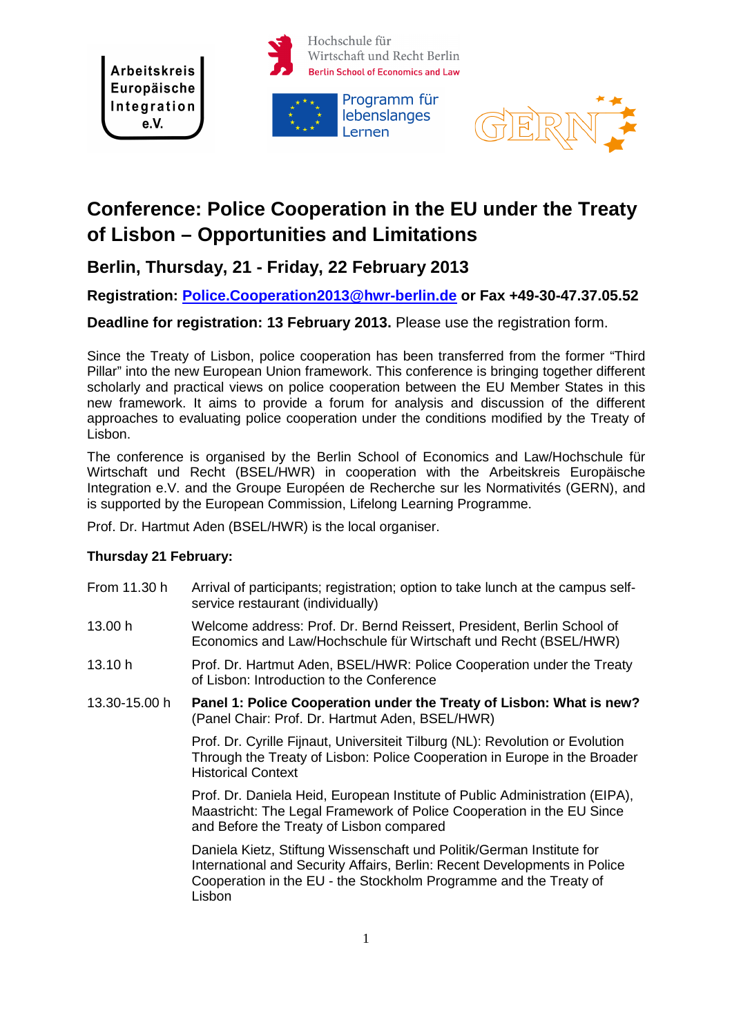Arbeitskreis Europäische Integration e.V.

Hochschule für Wirtschaft und Recht Berlin
Berlin School of Economics and Law

Programm für lebenslanges Lernen

GERN

# Conference: Police Cooperation in the EU under the Treaty of Lisbon – Opportunities and Limitations

## Berlin, Thursday, 21 - Friday, 22 February 2013

**Registration: Police.Cooperation2013@hwr-berlin.de or Fax +49-30-47.37.05.52**

**Deadline for registration: 13 February 2013.** Please use the registration form.

Since the Treaty of Lisbon, police cooperation has been transferred from the former "Third Pillar" into the new European Union framework. This conference is bringing together different scholarly and practical views on police cooperation between the EU Member States in this new framework. It aims to provide a forum for analysis and discussion of the different approaches to evaluating police cooperation under the conditions modified by the Treaty of Lisbon.

The conference is organised by the Berlin School of Economics and Law/Hochschule für Wirtschaft und Recht (BSEL/HWR) in cooperation with the Arbeitskreis Europäische Integration e.V. and the Groupe Européen de Recherche sur les Normativités (GERN), and is supported by the European Commission, Lifelong Learning Programme.

Prof. Dr. Hartmut Aden (BSEL/HWR) is the local organiser.

**Thursday 21 February:**

From 11.30 h — Arrival of participants; registration; option to take lunch at the campus self-service restaurant (individually)

13.00 h — Welcome address: Prof. Dr. Bernd Reissert, President, Berlin School of Economics and Law/Hochschule für Wirtschaft und Recht (BSEL/HWR)

13.10 h — Prof. Dr. Hartmut Aden, BSEL/HWR: Police Cooperation under the Treaty of Lisbon: Introduction to the Conference

13.30-15.00 h — **Panel 1: Police Cooperation under the Treaty of Lisbon: What is new?** (Panel Chair: Prof. Dr. Hartmut Aden, BSEL/HWR)

Prof. Dr. Cyrille Fijnaut, Universiteit Tilburg (NL): Revolution or Evolution Through the Treaty of Lisbon: Police Cooperation in Europe in the Broader Historical Context

Prof. Dr. Daniela Heid, European Institute of Public Administration (EIPA), Maastricht: The Legal Framework of Police Cooperation in the EU Since and Before the Treaty of Lisbon compared

Daniela Kietz, Stiftung Wissenschaft und Politik/German Institute for International and Security Affairs, Berlin: Recent Developments in Police Cooperation in the EU - the Stockholm Programme and the Treaty of Lisbon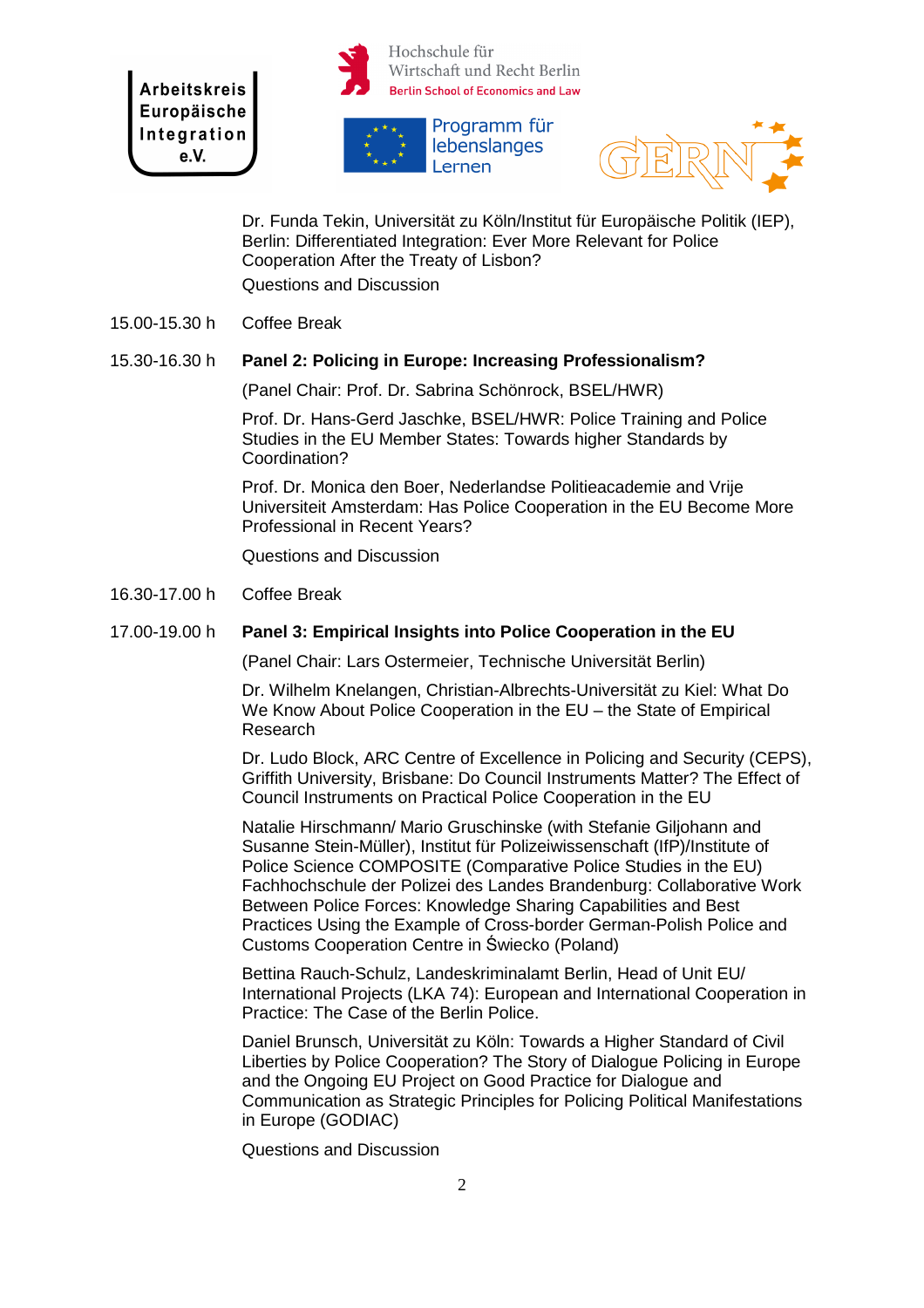Dr. Funda Tekin, Universität zu Köln/Institut für Europäische Politik (IEP), Berlin: Differentiated Integration: Ever More Relevant for Police Cooperation After the Treaty of Lisbon?

Questions and Discussion

15.00-15.30 h Coffee Break

15.30-16.30 h **Panel 2: Policing in Europe: Increasing Professionalism?**

(Panel Chair: Prof. Dr. Sabrina Schönrock, BSEL/HWR)

Prof. Dr. Hans-Gerd Jaschke, BSEL/HWR: Police Training and Police Studies in the EU Member States: Towards higher Standards by Coordination?

Prof. Dr. Monica den Boer, Nederlandse Politieacademie and Vrije Universiteit Amsterdam: Has Police Cooperation in the EU Become More Professional in Recent Years?

Questions and Discussion

16.30-17.00 h Coffee Break

17.00-19.00 h **Panel 3: Empirical Insights into Police Cooperation in the EU**

(Panel Chair: Lars Ostermeier, Technische Universität Berlin)

Dr. Wilhelm Knelangen, Christian-Albrechts-Universität zu Kiel: What Do We Know About Police Cooperation in the EU – the State of Empirical Research

Dr. Ludo Block, ARC Centre of Excellence in Policing and Security (CEPS), Griffith University, Brisbane: Do Council Instruments Matter? The Effect of Council Instruments on Practical Police Cooperation in the EU

Natalie Hirschmann/ Mario Gruschinske (with Stefanie Giljohann and Susanne Stein-Müller), Institut für Polizeiwissenschaft (IfP)/Institute of Police Science COMPOSITE (Comparative Police Studies in the EU) Fachhochschule der Polizei des Landes Brandenburg: Collaborative Work Between Police Forces: Knowledge Sharing Capabilities and Best Practices Using the Example of Cross-border German-Polish Police and Customs Cooperation Centre in Świecko (Poland)

Bettina Rauch-Schulz, Landeskriminalamt Berlin, Head of Unit EU/ International Projects (LKA 74): European and International Cooperation in Practice: The Case of the Berlin Police.

Daniel Brunsch, Universität zu Köln: Towards a Higher Standard of Civil Liberties by Police Cooperation? The Story of Dialogue Policing in Europe and the Ongoing EU Project on Good Practice for Dialogue and Communication as Strategic Principles for Policing Political Manifestations in Europe (GODIAC)

Questions and Discussion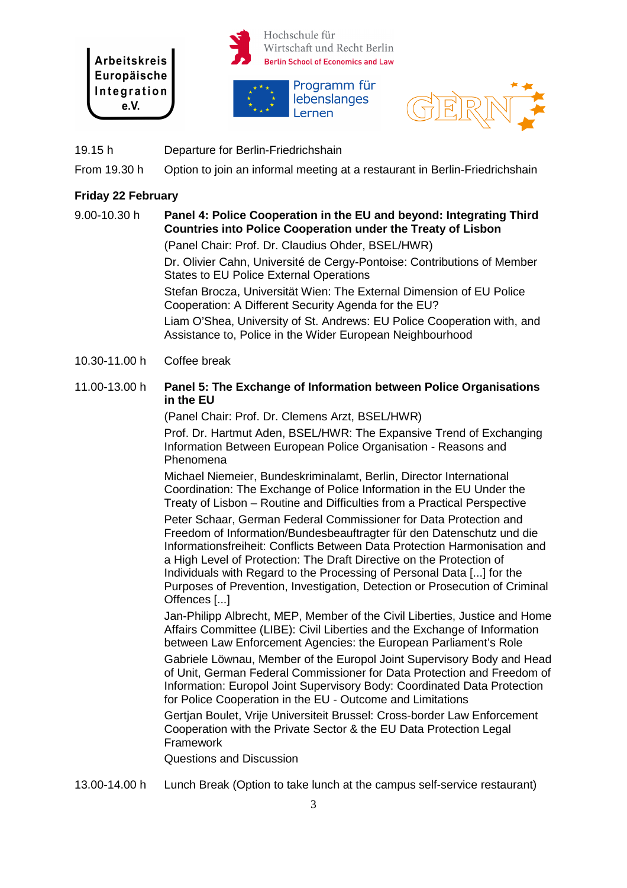| | |
|---|---|
| 19.15 h | Departure for Berlin-Friedrichshain |
| From 19.30 h | Option to join an informal meeting at a restaurant in Berlin-Friedrichshain |

**Friday 22 February**

| | |
|---|---|
| 9.00-10.30 h | **Panel 4: Police Cooperation in the EU and beyond: Integrating Third Countries into Police Cooperation under the Treaty of Lisbon**<br>(Panel Chair: Prof. Dr. Claudius Ohder, BSEL/HWR)<br>Dr. Olivier Cahn, Université de Cergy-Pontoise: Contributions of Member States to EU Police External Operations<br>Stefan Brocza, Universität Wien: The External Dimension of EU Police Cooperation: A Different Security Agenda for the EU?<br>Liam O'Shea, University of St. Andrews: EU Police Cooperation with, and Assistance to, Police in the Wider European Neighbourhood |
| 10.30-11.00 h | Coffee break |
| 11.00-13.00 h | **Panel 5: The Exchange of Information between Police Organisations in the EU**<br>(Panel Chair: Prof. Dr. Clemens Arzt, BSEL/HWR)<br>Prof. Dr. Hartmut Aden, BSEL/HWR: The Expansive Trend of Exchanging Information Between European Police Organisation - Reasons and Phenomena<br>Michael Niemeier, Bundeskriminalamt, Berlin, Director International Coordination: The Exchange of Police Information in the EU Under the Treaty of Lisbon – Routine and Difficulties from a Practical Perspective<br>Peter Schaar, German Federal Commissioner for Data Protection and Freedom of Information/Bundesbeauftragter für den Datenschutz und die Informationsfreiheit: Conflicts Between Data Protection Harmonisation and a High Level of Protection: The Draft Directive on the Protection of Individuals with Regard to the Processing of Personal Data [...] for the Purposes of Prevention, Investigation, Detection or Prosecution of Criminal Offences [...]<br>Jan-Philipp Albrecht, MEP, Member of the Civil Liberties, Justice and Home Affairs Committee (LIBE): Civil Liberties and the Exchange of Information between Law Enforcement Agencies: the European Parliament's Role<br>Gabriele Löwnau, Member of the Europol Joint Supervisory Body and Head of Unit, German Federal Commissioner for Data Protection and Freedom of Information: Europol Joint Supervisory Body: Coordinated Data Protection for Police Cooperation in the EU - Outcome and Limitations<br>Gertjan Boulet, Vrije Universiteit Brussel: Cross-border Law Enforcement Cooperation with the Private Sector & the EU Data Protection Legal Framework<br>Questions and Discussion |
| 13.00-14.00 h | Lunch Break (Option to take lunch at the campus self-service restaurant) |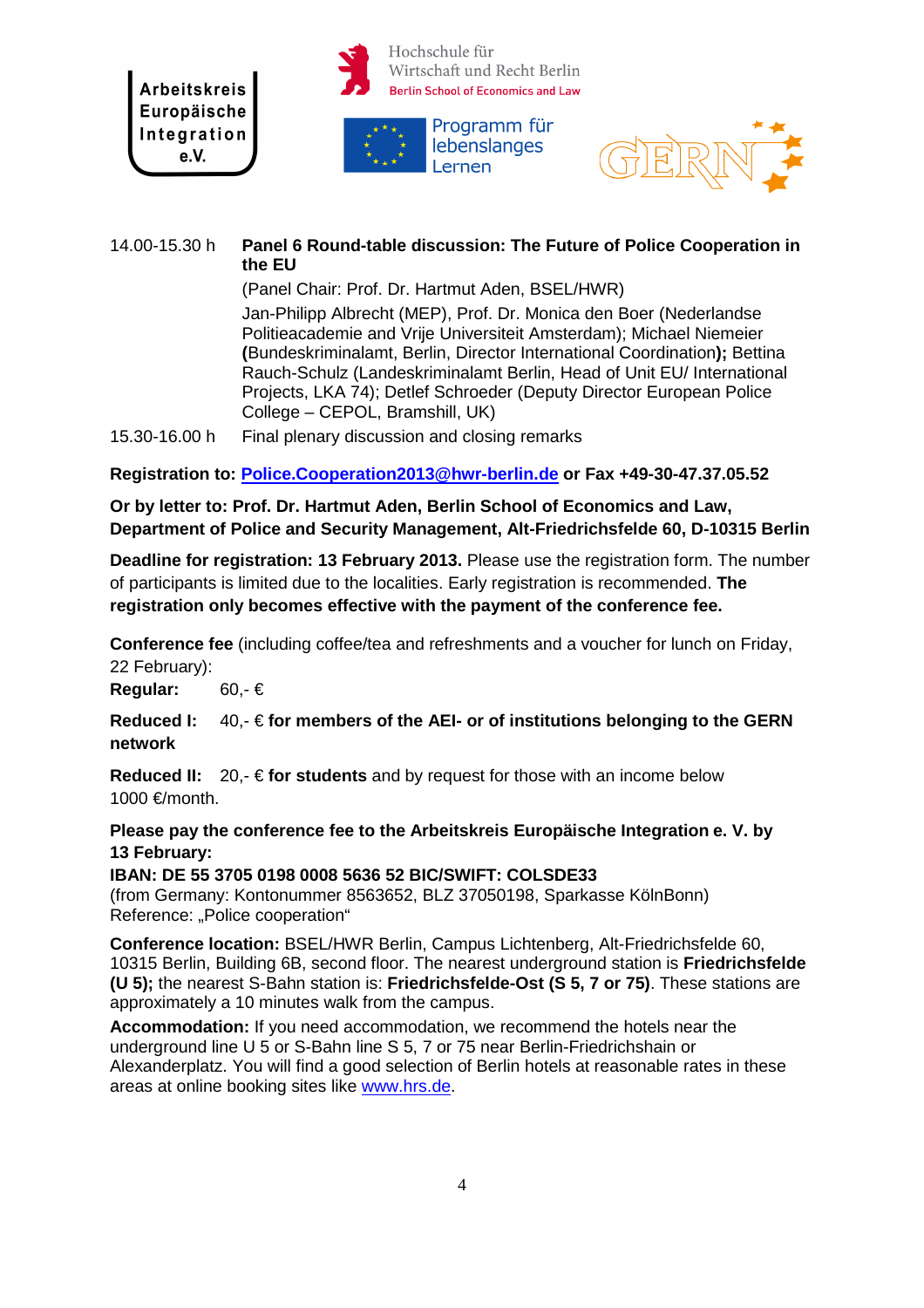Arbeitskreis Europäische Integration e.V.

Hochschule für Wirtschaft und Recht Berlin
Berlin School of Economics and Law

Programm für lebenslanges Lernen

GERN

14.00-15.30 h **Panel 6 Round-table discussion: The Future of Police Cooperation in the EU**

(Panel Chair: Prof. Dr. Hartmut Aden, BSEL/HWR)

Jan-Philipp Albrecht (MEP), Prof. Dr. Monica den Boer (Nederlandse Politieacademie and Vrije Universiteit Amsterdam); Michael Niemeier **(**Bundeskriminalamt, Berlin, Director International Coordination**);** Bettina Rauch-Schulz (Landeskriminalamt Berlin, Head of Unit EU/ International Projects, LKA 74); Detlef Schroeder (Deputy Director European Police College – CEPOL, Bramshill, UK)

15.30-16.00 h Final plenary discussion and closing remarks

**Registration to: [Police.Cooperation2013@hwr-berlin.de](mailto:Police.Cooperation2013@hwr-berlin.de) or Fax +49-30-47.37.05.52**

**Or by letter to: Prof. Dr. Hartmut Aden, Berlin School of Economics and Law, Department of Police and Security Management, Alt-Friedrichsfelde 60, D-10315 Berlin**

**Deadline for registration: 13 February 2013.** Please use the registration form. The number of participants is limited due to the localities. Early registration is recommended. **The registration only becomes effective with the payment of the conference fee.**

**Conference fee** (including coffee/tea and refreshments and a voucher for lunch on Friday, 22 February):

**Regular:** 60,- €

**Reduced I:** 40,- € **for members of the AEI- or of institutions belonging to the GERN network**

**Reduced II:** 20,- € **for students** and by request for those with an income below 1000 €/month.

**Please pay the conference fee to the Arbeitskreis Europäische Integration e. V. by 13 February:**

**IBAN: DE 55 3705 0198 0008 5636 52 BIC/SWIFT: COLSDE33**
(from Germany: Kontonummer 8563652, BLZ 37050198, Sparkasse KölnBonn)
Reference: „Police cooperation"

**Conference location:** BSEL/HWR Berlin, Campus Lichtenberg, Alt-Friedrichsfelde 60, 10315 Berlin, Building 6B, second floor. The nearest underground station is **Friedrichsfelde (U 5);** the nearest S-Bahn station is: **Friedrichsfelde-Ost (S 5, 7 or 75)**. These stations are approximately a 10 minutes walk from the campus.

**Accommodation:** If you need accommodation, we recommend the hotels near the underground line U 5 or S-Bahn line S 5, 7 or 75 near Berlin-Friedrichshain or Alexanderplatz. You will find a good selection of Berlin hotels at reasonable rates in these areas at online booking sites like [www.hrs.de](http://www.hrs.de).